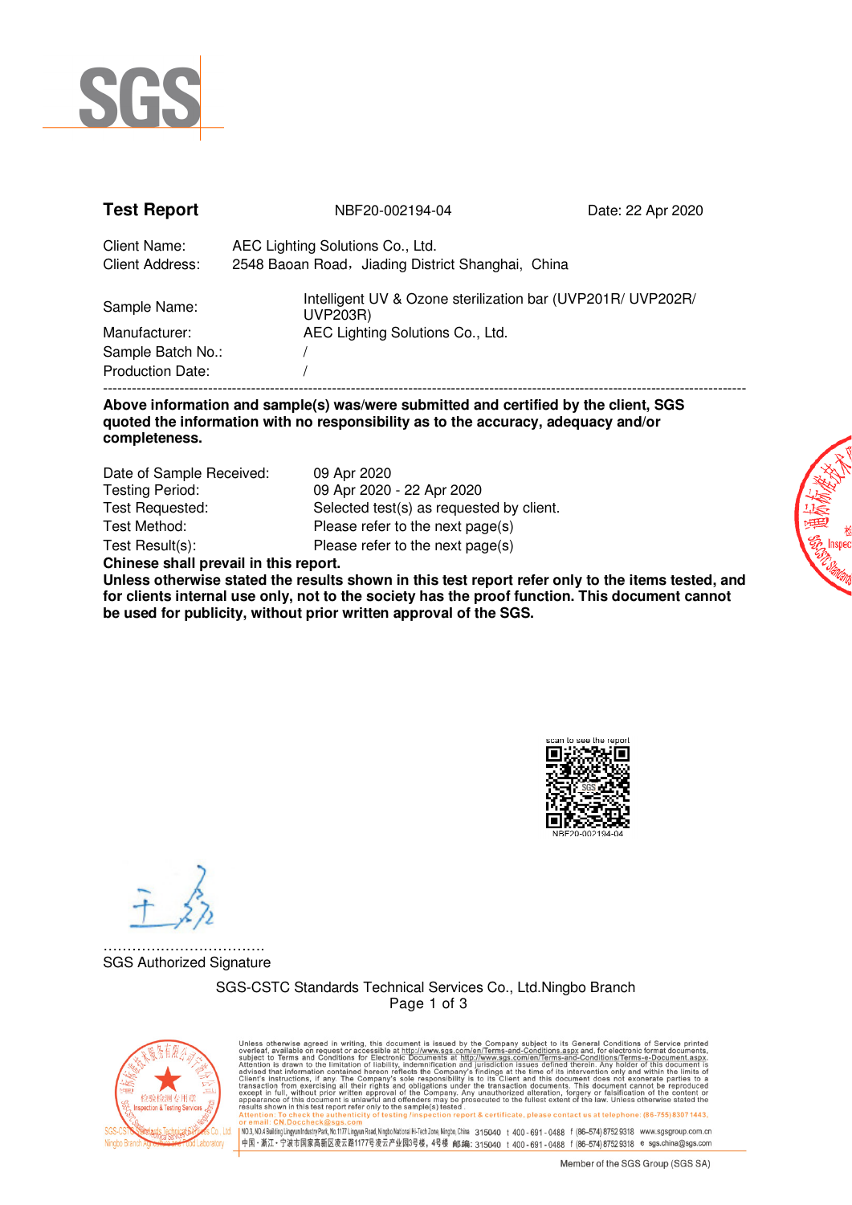SGS

**Test Report** NBF20-002194-04 Date: 22 Apr 2020

Client Name: AEC Lighting Solutions Co., Ltd.
Client Address: 2548 Baoan Road，Jiading District Shanghai，China

Sample Name: Intelligent UV & Ozone sterilization bar (UVP201R/ UVP202R/ UVP203R)
Manufacturer: AEC Lighting Solutions Co., Ltd.
Sample Batch No.: /
Production Date: /

---

**Above information and sample(s) was/were submitted and certified by the client, SGS quoted the information with no responsibility as to the accuracy, adequacy and/or completeness.**

Date of Sample Received: 09 Apr 2020
Testing Period: 09 Apr 2020 - 22 Apr 2020
Test Requested: Selected test(s) as requested by client.
Test Method: Please refer to the next page(s)
Test Result(s): Please refer to the next page(s)

**Chinese shall prevail in this report.**
**Unless otherwise stated the results shown in this test report refer only to the items tested, and for clients internal use only, not to the society has the proof function. This document cannot be used for publicity, without prior written approval of the SGS.**

scan to see the report
NBF20-002194-04

……………………………
SGS Authorized Signature

SGS-CSTC Standards Technical Services Co., Ltd.Ningbo Branch

Unless otherwise agreed in writing, this document is issued by the Company subject to its General Conditions of Service printed overleaf, available on request or accessible at http://www.sgs.com/en/Terms-and-Conditions.aspx and, for electronic format documents, subject to Terms and Conditions for Electronic Documents at http://www.sgs.com/en/Terms-and-Conditions/Terms-e-Document.aspx. Attention is drawn to the limitation of liability, indemnification and jurisdiction issues defined therein. Any holder of this document is advised that information contained hereon reflects the Company's findings at the time of its intervention only and within the limits of Client's instructions, if any. The Company's sole responsibility is to its Client and this document does not exonerate parties to a transaction from exercising all their rights and obligations under the transaction documents. This document cannot be reproduced except in full, without prior written approval of the Company. Any unauthorized alteration, forgery or falsification of the content or appearance of this document is unlawful and offenders may be prosecuted to the fullest extent of the law. Unless otherwise stated the results shown in this test report refer only to the sample(s) tested.
Attention: To check the authenticity of testing /inspection report & certificate, please contact us at telephone: (86-755) 8307 1443, or email: CN.Doccheck@sgs.com

NO.3, NO.4 Building Lingyun Industry Park, No.1177 Lingyun Road, Ningbo National Hi-Tech Zone, Ningbo, China 315040 t 400-691-0488 f (86-574) 8752 9318 www.sgsgroup.com.cn
中国・浙江・宁波市国家高新区凌云路1177号凌云产业园3号楼，4号楼 邮编: 315040 t 400-691-0488 f (86-574) 8752 9318 e sgs.china@sgs.com

Member of the SGS Group (SGS SA)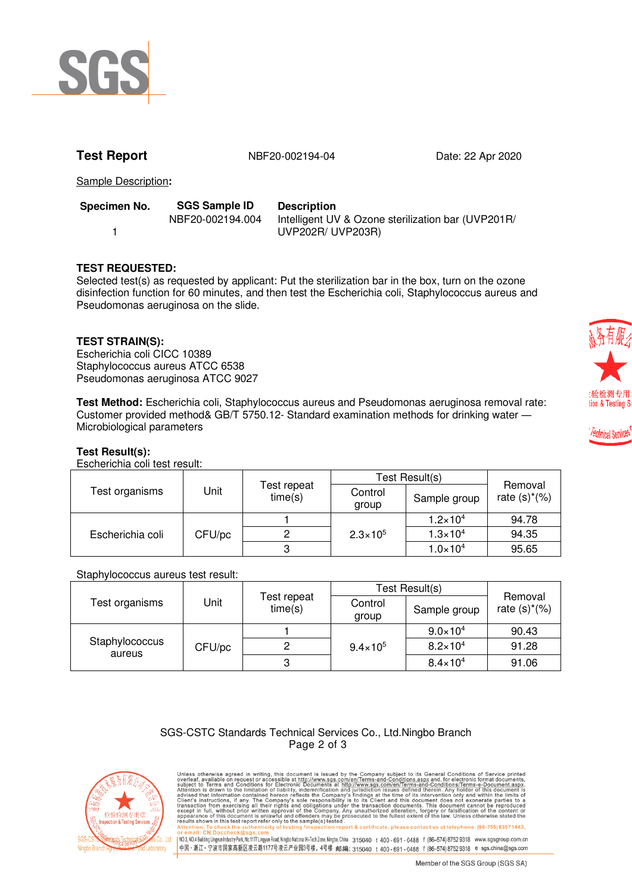**Test Report** NBF20-002194-04 Date: 22 Apr 2020

Sample Description:

| Specimen No. | SGS Sample ID | Description |
|---|---|---|
| 1 | NBF20-002194.004 | Intelligent UV & Ozone sterilization bar (UVP201R/ UVP202R/ UVP203R) |

**TEST REQUESTED:**
Selected test(s) as requested by applicant: Put the sterilization bar in the box, turn on the ozone disinfection function for 60 minutes, and then test the Escherichia coli, Staphylococcus aureus and Pseudomonas aeruginosa on the slide.

**TEST STRAIN(S):**
Escherichia coli CICC 10389
Staphylococcus aureus ATCC 6538
Pseudomonas aeruginosa ATCC 9027

**Test Method:** Escherichia coli, Staphylococcus aureus and Pseudomonas aeruginosa removal rate: Customer provided method& GB/T 5750.12- Standard examination methods for drinking water — Microbiological parameters

**Test Result(s):**
Escherichia coli test result:

| Test organisms | Unit | Test repeat time(s) | Test Result(s) | | Removal rate (s)*(%) |
|---|---|---|---|---|---|
| | | | Control group | Sample group | |
| Escherichia coli | CFU/pc | 1 | $2.3\times10^5$ | $1.2\times10^4$ | 94.78 |
| | | 2 | | $1.3\times10^4$ | 94.35 |
| | | 3 | | $1.0\times10^4$ | 95.65 |

Staphylococcus aureus test result:

| Test organisms | Unit | Test repeat time(s) | Test Result(s) | | Removal rate (s)*(%) |
|---|---|---|---|---|---|
| | | | Control group | Sample group | |
| Staphylococcus aureus | CFU/pc | 1 | $9.4\times10^5$ | $9.0\times10^4$ | 90.43 |
| | | 2 | | $8.2\times10^4$ | 91.28 |
| | | 3 | | $8.4\times10^4$ | 91.06 |

SGS-CSTC Standards Technical Services Co., Ltd.Ningbo Branch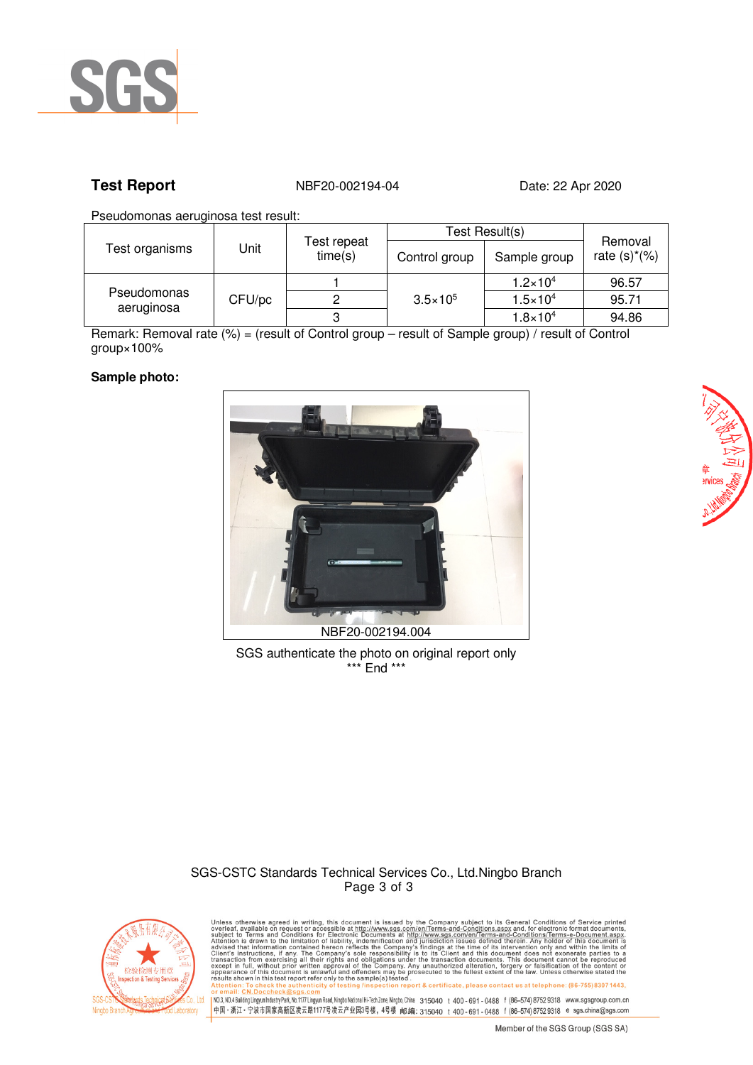**Test Report** NBF20-002194-04 Date: 22 Apr 2020

Pseudomonas aeruginosa test result:

| Test organisms | Unit | Test repeat time(s) | Test Result(s) | | Removal rate (s)*(%) |
|---|---|---|---|---|---|
| | | | Control group | Sample group | |
| Pseudomonas aeruginosa | CFU/pc | 1 | $3.5\times10^5$ | $1.2\times10^4$ | 96.57 |
| | | 2 | | $1.5\times10^4$ | 95.71 |
| | | 3 | | $1.8\times10^4$ | 94.86 |

Remark: Removal rate (%) = (result of Control group – result of Sample group) / result of Control group×100%

**Sample photo:**

NBF20-002194.004

SGS authenticate the photo on original report only

*** End ***

SGS-CSTC Standards Technical Services Co., Ltd.Ningbo Branch